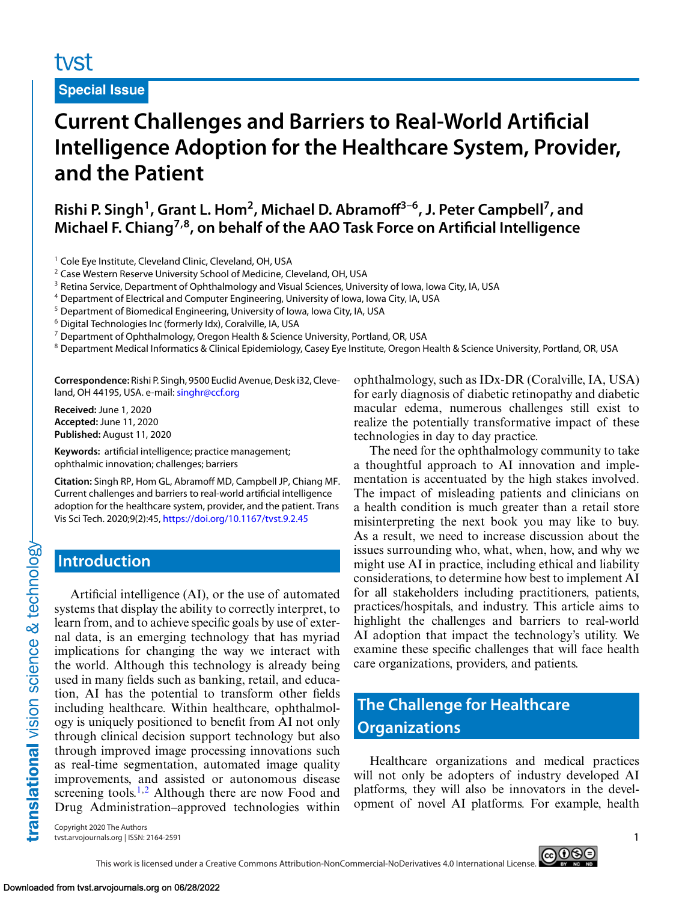Special Issue

# Current Challenges and Barriers to Real-World Artificial Intelligence Adoption for the Healthcare System, Provider, and the Patient

**Rishi P. Singh[1], Grant L. Hom[2], Michael D. Abramoff[3–6], J. Peter Campbell[7], and Michael F. Chiang[7,8], on behalf of the AAO Task Force on Artificial Intelligence**

[1] Cole Eye Institute, Cleveland Clinic, Cleveland, OH, USA
[2] Case Western Reserve University School of Medicine, Cleveland, OH, USA
[3] Retina Service, Department of Ophthalmology and Visual Sciences, University of Iowa, Iowa City, IA, USA
[4] Department of Electrical and Computer Engineering, University of Iowa, Iowa City, IA, USA
[5] Department of Biomedical Engineering, University of Iowa, Iowa City, IA, USA
[6] Digital Technologies Inc (formerly Idx), Coralville, IA, USA
[7] Department of Ophthalmology, Oregon Health & Science University, Portland, OR, USA
[8] Department Medical Informatics & Clinical Epidemiology, Casey Eye Institute, Oregon Health & Science University, Portland, OR, USA

**Correspondence:** Rishi P. Singh, 9500 Euclid Avenue, Desk i32, Cleveland, OH 44195, USA. e-mail: singhr@ccf.org

**Received:** June 1, 2020
**Accepted:** June 11, 2020
**Published:** August 11, 2020

**Keywords:** artificial intelligence; practice management; ophthalmic innovation; challenges; barriers

**Citation:** Singh RP, Hom GL, Abramoff MD, Campbell JP, Chiang MF. Current challenges and barriers to real-world artificial intelligence adoption for the healthcare system, provider, and the patient. Trans Vis Sci Tech. 2020;9(2):45, https://doi.org/10.1167/tvst.9.2.45

## Introduction

Artificial intelligence (AI), or the use of automated systems that display the ability to correctly interpret, to learn from, and to achieve specific goals by use of external data, is an emerging technology that has myriad implications for changing the way we interact with the world. Although this technology is already being used in many fields such as banking, retail, and education, AI has the potential to transform other fields including healthcare. Within healthcare, ophthalmology is uniquely positioned to benefit from AI not only through clinical decision support technology but also through improved image processing innovations such as real-time segmentation, automated image quality improvements, and assisted or autonomous disease screening tools.[1,2] Although there are now Food and Drug Administration–approved technologies within ophthalmology, such as IDx-DR (Coralville, IA, USA) for early diagnosis of diabetic retinopathy and diabetic macular edema, numerous challenges still exist to realize the potentially transformative impact of these technologies in day to day practice.

The need for the ophthalmology community to take a thoughtful approach to AI innovation and implementation is accentuated by the high stakes involved. The impact of misleading patients and clinicians on a health condition is much greater than a retail store misinterpreting the next book you may like to buy. As a result, we need to increase discussion about the issues surrounding who, what, when, how, and why we might use AI in practice, including ethical and liability considerations, to determine how best to implement AI for all stakeholders including practitioners, patients, practices/hospitals, and industry. This article aims to highlight the challenges and barriers to real-world AI adoption that impact the technology's utility. We examine these specific challenges that will face health care organizations, providers, and patients.

## The Challenge for Healthcare Organizations

Healthcare organizations and medical practices will not only be adopters of industry developed AI platforms, they will also be innovators in the development of novel AI platforms. For example, health

Copyright 2020 The Authors

This work is licensed under a Creative Commons Attribution-NonCommercial-NoDerivatives 4.0 International License.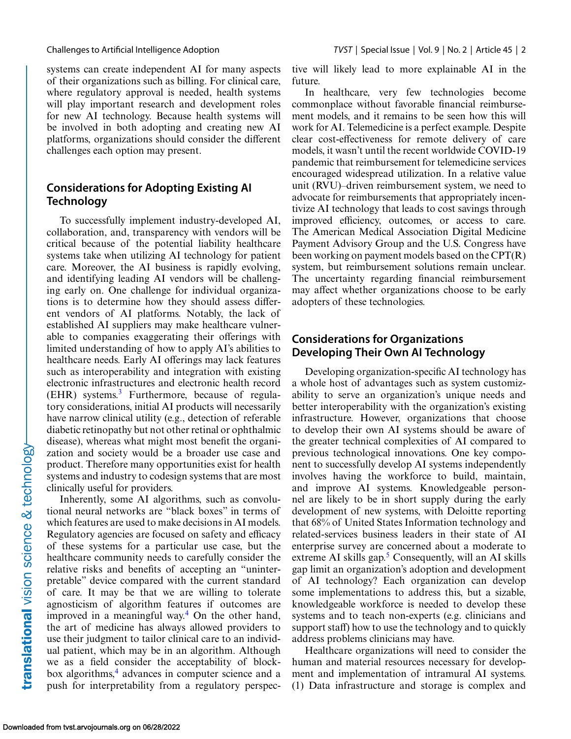systems can create independent AI for many aspects of their organizations such as billing. For clinical care, where regulatory approval is needed, health systems will play important research and development roles for new AI technology. Because health systems will be involved in both adopting and creating new AI platforms, organizations should consider the different challenges each option may present.

## Considerations for Adopting Existing AI Technology

To successfully implement industry-developed AI, collaboration, and, transparency with vendors will be critical because of the potential liability healthcare systems take when utilizing AI technology for patient care. Moreover, the AI business is rapidly evolving, and identifying leading AI vendors will be challenging early on. One challenge for individual organizations is to determine how they should assess different vendors of AI platforms. Notably, the lack of established AI suppliers may make healthcare vulnerable to companies exaggerating their offerings with limited understanding of how to apply AI's abilities to healthcare needs. Early AI offerings may lack features such as interoperability and integration with existing electronic infrastructures and electronic health record (EHR) systems.[3] Furthermore, because of regulatory considerations, initial AI products will necessarily have narrow clinical utility (e.g., detection of referable diabetic retinopathy but not other retinal or ophthalmic disease), whereas what might most benefit the organization and society would be a broader use case and product. Therefore many opportunities exist for health systems and industry to codesign systems that are most clinically useful for providers.

Inherently, some AI algorithms, such as convolutional neural networks are "black boxes" in terms of which features are used to make decisions in AI models. Regulatory agencies are focused on safety and efficacy of these systems for a particular use case, but the healthcare community needs to carefully consider the relative risks and benefits of accepting an "uninterpretable" device compared with the current standard of care. It may be that we are willing to tolerate agnosticism of algorithm features if outcomes are improved in a meaningful way.[4] On the other hand, the art of medicine has always allowed providers to use their judgment to tailor clinical care to an individual patient, which may be in an algorithm. Although we as a field consider the acceptability of blockbox algorithms,[4] advances in computer science and a push for interpretability from a regulatory perspective will likely lead to more explainable AI in the future.

In healthcare, very few technologies become commonplace without favorable financial reimbursement models, and it remains to be seen how this will work for AI. Telemedicine is a perfect example. Despite clear cost-effectiveness for remote delivery of care models, it wasn't until the recent worldwide COVID-19 pandemic that reimbursement for telemedicine services encouraged widespread utilization. In a relative value unit (RVU)–driven reimbursement system, we need to advocate for reimbursements that appropriately incentivize AI technology that leads to cost savings through improved efficiency, outcomes, or access to care. The American Medical Association Digital Medicine Payment Advisory Group and the U.S. Congress have been working on payment models based on the CPT(R) system, but reimbursement solutions remain unclear. The uncertainty regarding financial reimbursement may affect whether organizations choose to be early adopters of these technologies.

## Considerations for Organizations Developing Their Own AI Technology

Developing organization-specific AI technology has a whole host of advantages such as system customizability to serve an organization's unique needs and better interoperability with the organization's existing infrastructure. However, organizations that choose to develop their own AI systems should be aware of the greater technical complexities of AI compared to previous technological innovations. One key component to successfully develop AI systems independently involves having the workforce to build, maintain, and improve AI systems. Knowledgeable personnel are likely to be in short supply during the early development of new systems, with Deloitte reporting that 68% of United States Information technology and related-services business leaders in their state of AI enterprise survey are concerned about a moderate to extreme AI skills gap.[5] Consequently, will an AI skills gap limit an organization's adoption and development of AI technology? Each organization can develop some implementations to address this, but a sizable, knowledgeable workforce is needed to develop these systems and to teach non-experts (e.g. clinicians and support staff) how to use the technology and to quickly address problems clinicians may have.

Healthcare organizations will need to consider the human and material resources necessary for development and implementation of intramural AI systems. (1) Data infrastructure and storage is complex and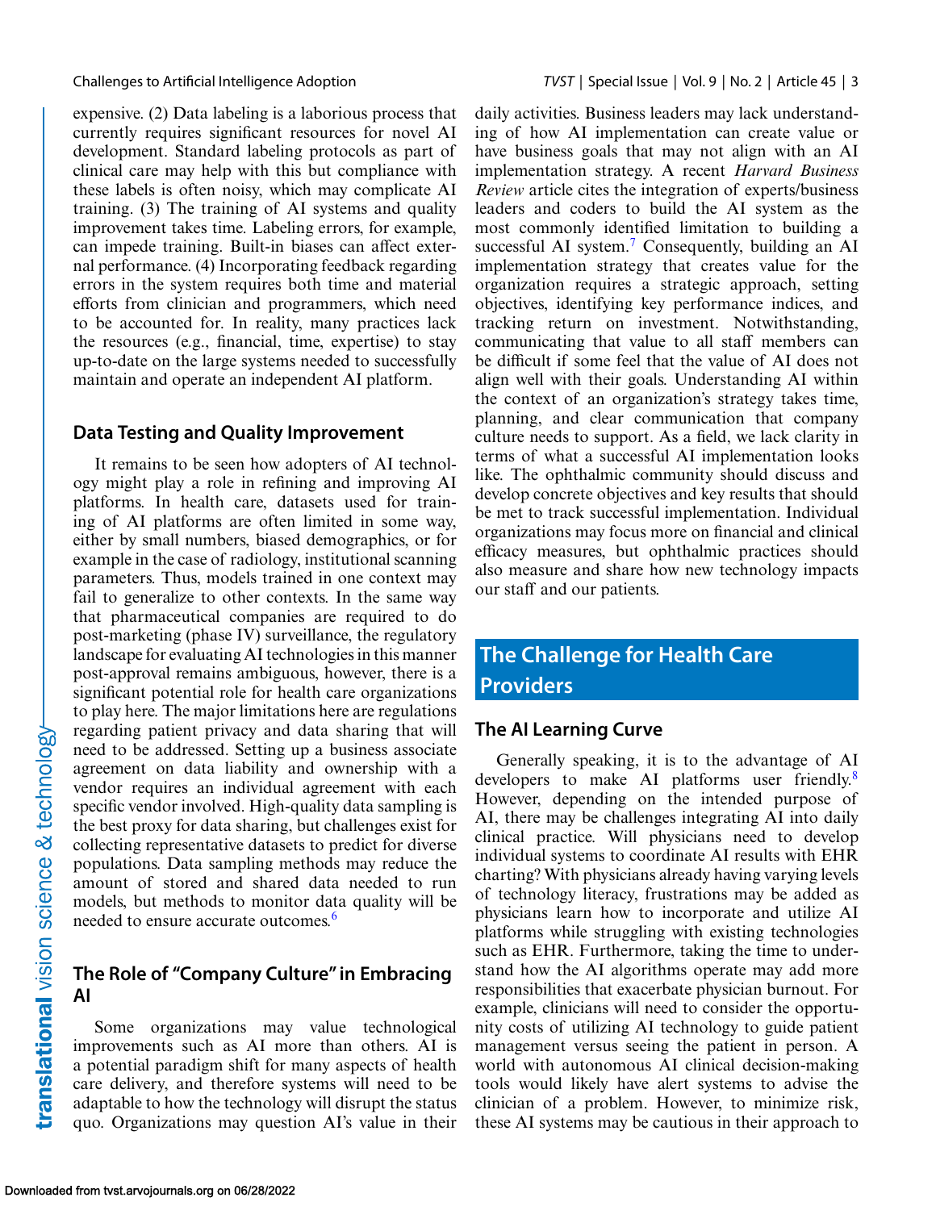expensive. (2) Data labeling is a laborious process that currently requires significant resources for novel AI development. Standard labeling protocols as part of clinical care may help with this but compliance with these labels is often noisy, which may complicate AI training. (3) The training of AI systems and quality improvement takes time. Labeling errors, for example, can impede training. Built-in biases can affect external performance. (4) Incorporating feedback regarding errors in the system requires both time and material efforts from clinician and programmers, which need to be accounted for. In reality, many practices lack the resources (e.g., financial, time, expertise) to stay up-to-date on the large systems needed to successfully maintain and operate an independent AI platform.

### Data Testing and Quality Improvement

It remains to be seen how adopters of AI technology might play a role in refining and improving AI platforms. In health care, datasets used for training of AI platforms are often limited in some way, either by small numbers, biased demographics, or for example in the case of radiology, institutional scanning parameters. Thus, models trained in one context may fail to generalize to other contexts. In the same way that pharmaceutical companies are required to do post-marketing (phase IV) surveillance, the regulatory landscape for evaluating AI technologies in this manner post-approval remains ambiguous, however, there is a significant potential role for health care organizations to play here. The major limitations here are regulations regarding patient privacy and data sharing that will need to be addressed. Setting up a business associate agreement on data liability and ownership with a vendor requires an individual agreement with each specific vendor involved. High-quality data sampling is the best proxy for data sharing, but challenges exist for collecting representative datasets to predict for diverse populations. Data sampling methods may reduce the amount of stored and shared data needed to run models, but methods to monitor data quality will be needed to ensure accurate outcomes.[6]

### The Role of "Company Culture" in Embracing AI

Some organizations may value technological improvements such as AI more than others. AI is a potential paradigm shift for many aspects of health care delivery, and therefore systems will need to be adaptable to how the technology will disrupt the status quo. Organizations may question AI's value in their daily activities. Business leaders may lack understanding of how AI implementation can create value or have business goals that may not align with an AI implementation strategy. A recent *Harvard Business Review* article cites the integration of experts/business leaders and coders to build the AI system as the most commonly identified limitation to building a successful AI system.[7] Consequently, building an AI implementation strategy that creates value for the organization requires a strategic approach, setting objectives, identifying key performance indices, and tracking return on investment. Notwithstanding, communicating that value to all staff members can be difficult if some feel that the value of AI does not align well with their goals. Understanding AI within the context of an organization's strategy takes time, planning, and clear communication that company culture needs to support. As a field, we lack clarity in terms of what a successful AI implementation looks like. The ophthalmic community should discuss and develop concrete objectives and key results that should be met to track successful implementation. Individual organizations may focus more on financial and clinical efficacy measures, but ophthalmic practices should also measure and share how new technology impacts our staff and our patients.

## The Challenge for Health Care Providers

### The AI Learning Curve

Generally speaking, it is to the advantage of AI developers to make AI platforms user friendly.[8] However, depending on the intended purpose of AI, there may be challenges integrating AI into daily clinical practice. Will physicians need to develop individual systems to coordinate AI results with EHR charting? With physicians already having varying levels of technology literacy, frustrations may be added as physicians learn how to incorporate and utilize AI platforms while struggling with existing technologies such as EHR. Furthermore, taking the time to understand how the AI algorithms operate may add more responsibilities that exacerbate physician burnout. For example, clinicians will need to consider the opportunity costs of utilizing AI technology to guide patient management versus seeing the patient in person. A world with autonomous AI clinical decision-making tools would likely have alert systems to advise the clinician of a problem. However, to minimize risk, these AI systems may be cautious in their approach to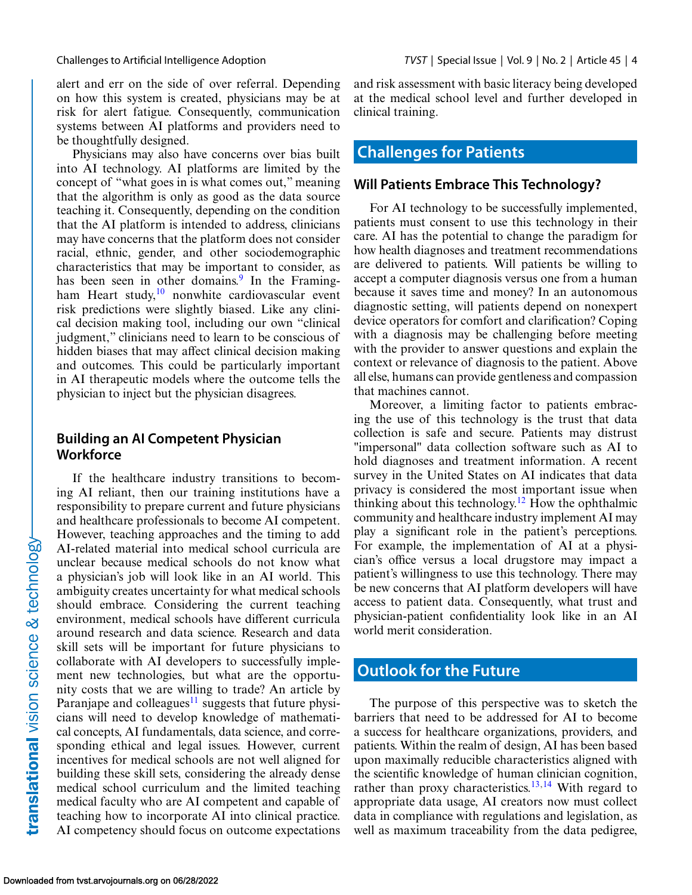alert and err on the side of over referral. Depending on how this system is created, physicians may be at risk for alert fatigue. Consequently, communication systems between AI platforms and providers need to be thoughtfully designed.

Physicians may also have concerns over bias built into AI technology. AI platforms are limited by the concept of "what goes in is what comes out," meaning that the algorithm is only as good as the data source teaching it. Consequently, depending on the condition that the AI platform is intended to address, clinicians may have concerns that the platform does not consider racial, ethnic, gender, and other sociodemographic characteristics that may be important to consider, as has been seen in other domains.[9] In the Framingham Heart study,[10] nonwhite cardiovascular event risk predictions were slightly biased. Like any clinical decision making tool, including our own "clinical judgment," clinicians need to learn to be conscious of hidden biases that may affect clinical decision making and outcomes. This could be particularly important in AI therapeutic models where the outcome tells the physician to inject but the physician disagrees.

### Building an AI Competent Physician Workforce

If the healthcare industry transitions to becoming AI reliant, then our training institutions have a responsibility to prepare current and future physicians and healthcare professionals to become AI competent. However, teaching approaches and the timing to add AI-related material into medical school curricula are unclear because medical schools do not know what a physician's job will look like in an AI world. This ambiguity creates uncertainty for what medical schools should embrace. Considering the current teaching environment, medical schools have different curricula around research and data science. Research and data skill sets will be important for future physicians to collaborate with AI developers to successfully implement new technologies, but what are the opportunity costs that we are willing to trade? An article by Paranjape and colleagues[11] suggests that future physicians will need to develop knowledge of mathematical concepts, AI fundamentals, data science, and corresponding ethical and legal issues. However, current incentives for medical schools are not well aligned for building these skill sets, considering the already dense medical school curriculum and the limited teaching medical faculty who are AI competent and capable of teaching how to incorporate AI into clinical practice. AI competency should focus on outcome expectations and risk assessment with basic literacy being developed at the medical school level and further developed in clinical training.

## Challenges for Patients

### Will Patients Embrace This Technology?

For AI technology to be successfully implemented, patients must consent to use this technology in their care. AI has the potential to change the paradigm for how health diagnoses and treatment recommendations are delivered to patients. Will patients be willing to accept a computer diagnosis versus one from a human because it saves time and money? In an autonomous diagnostic setting, will patients depend on nonexpert device operators for comfort and clarification? Coping with a diagnosis may be challenging before meeting with the provider to answer questions and explain the context or relevance of diagnosis to the patient. Above all else, humans can provide gentleness and compassion that machines cannot.

Moreover, a limiting factor to patients embracing the use of this technology is the trust that data collection is safe and secure. Patients may distrust "impersonal" data collection software such as AI to hold diagnoses and treatment information. A recent survey in the United States on AI indicates that data privacy is considered the most important issue when thinking about this technology.[12] How the ophthalmic community and healthcare industry implement AI may play a significant role in the patient's perceptions. For example, the implementation of AI at a physician's office versus a local drugstore may impact a patient's willingness to use this technology. There may be new concerns that AI platform developers will have access to patient data. Consequently, what trust and physician-patient confidentiality look like in an AI world merit consideration.

## Outlook for the Future

The purpose of this perspective was to sketch the barriers that need to be addressed for AI to become a success for healthcare organizations, providers, and patients. Within the realm of design, AI has been based upon maximally reducible characteristics aligned with the scientific knowledge of human clinician cognition, rather than proxy characteristics.[13,14] With regard to appropriate data usage, AI creators now must collect data in compliance with regulations and legislation, as well as maximum traceability from the data pedigree,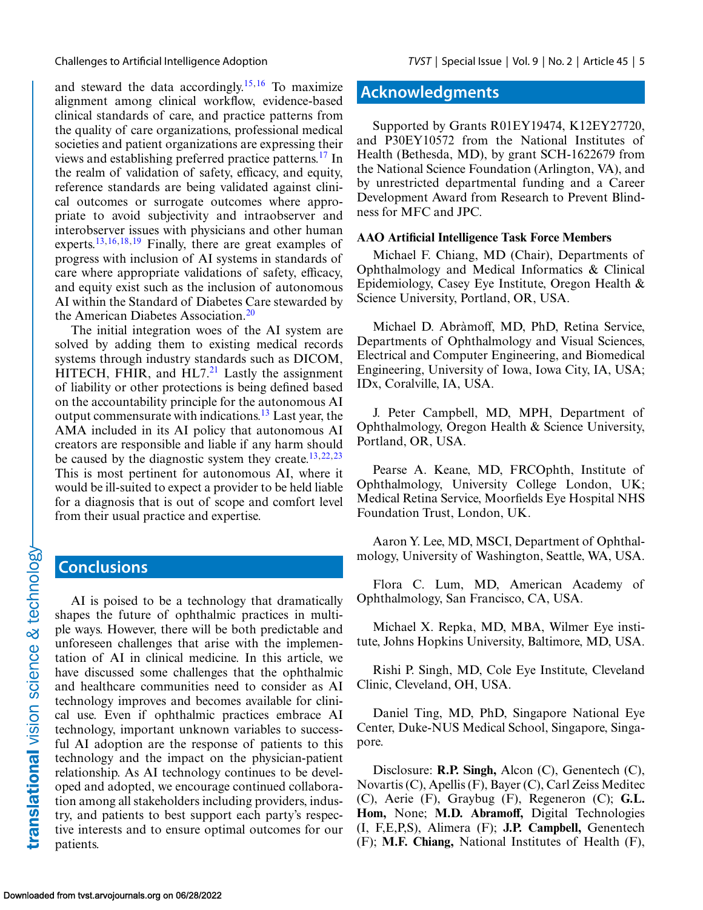and steward the data accordingly.[15,16] To maximize alignment among clinical workflow, evidence-based clinical standards of care, and practice patterns from the quality of care organizations, professional medical societies and patient organizations are expressing their views and establishing preferred practice patterns.[17] In the realm of validation of safety, efficacy, and equity, reference standards are being validated against clinical outcomes or surrogate outcomes where appropriate to avoid subjectivity and intraobserver and interobserver issues with physicians and other human experts.[13,16,18,19] Finally, there are great examples of progress with inclusion of AI systems in standards of care where appropriate validations of safety, efficacy, and equity exist such as the inclusion of autonomous AI within the Standard of Diabetes Care stewarded by the American Diabetes Association.[20]

The initial integration woes of the AI system are solved by adding them to existing medical records systems through industry standards such as DICOM, HITECH, FHIR, and HL7.[21] Lastly the assignment of liability or other protections is being defined based on the accountability principle for the autonomous AI output commensurate with indications.[13] Last year, the AMA included in its AI policy that autonomous AI creators are responsible and liable if any harm should be caused by the diagnostic system they create.[13,22,23] This is most pertinent for autonomous AI, where it would be ill-suited to expect a provider to be held liable for a diagnosis that is out of scope and comfort level from their usual practice and expertise.

## Conclusions

AI is poised to be a technology that dramatically shapes the future of ophthalmic practices in multiple ways. However, there will be both predictable and unforeseen challenges that arise with the implementation of AI in clinical medicine. In this article, we have discussed some challenges that the ophthalmic and healthcare communities need to consider as AI technology improves and becomes available for clinical use. Even if ophthalmic practices embrace AI technology, important unknown variables to successful AI adoption are the response of patients to this technology and the impact on the physician-patient relationship. As AI technology continues to be developed and adopted, we encourage continued collaboration among all stakeholders including providers, industry, and patients to best support each party's respective interests and to ensure optimal outcomes for our patients.

## Acknowledgments

Supported by Grants R01EY19474, K12EY27720, and P30EY10572 from the National Institutes of Health (Bethesda, MD), by grant SCH-1622679 from the National Science Foundation (Arlington, VA), and by unrestricted departmental funding and a Career Development Award from Research to Prevent Blindness for MFC and JPC.

**AAO Artificial Intelligence Task Force Members**

Michael F. Chiang, MD (Chair), Departments of Ophthalmology and Medical Informatics & Clinical Epidemiology, Casey Eye Institute, Oregon Health & Science University, Portland, OR, USA.

Michael D. Abràmoff, MD, PhD, Retina Service, Departments of Ophthalmology and Visual Sciences, Electrical and Computer Engineering, and Biomedical Engineering, University of Iowa, Iowa City, IA, USA; IDx, Coralville, IA, USA.

J. Peter Campbell, MD, MPH, Department of Ophthalmology, Oregon Health & Science University, Portland, OR, USA.

Pearse A. Keane, MD, FRCOphth, Institute of Ophthalmology, University College London, UK; Medical Retina Service, Moorfields Eye Hospital NHS Foundation Trust, London, UK.

Aaron Y. Lee, MD, MSCI, Department of Ophthalmology, University of Washington, Seattle, WA, USA.

Flora C. Lum, MD, American Academy of Ophthalmology, San Francisco, CA, USA.

Michael X. Repka, MD, MBA, Wilmer Eye institute, Johns Hopkins University, Baltimore, MD, USA.

Rishi P. Singh, MD, Cole Eye Institute, Cleveland Clinic, Cleveland, OH, USA.

Daniel Ting, MD, PhD, Singapore National Eye Center, Duke-NUS Medical School, Singapore, Singapore.

Disclosure: **R.P. Singh,** Alcon (C), Genentech (C), Novartis (C), Apellis (F), Bayer (C), Carl Zeiss Meditec (C), Aerie (F), Graybug (F), Regeneron (C); **G.L. Hom,** None; **M.D. Abramoff,** Digital Technologies (I, F,E,P,S), Alimera (F); **J.P. Campbell,** Genentech (F); **M.F. Chiang,** National Institutes of Health (F),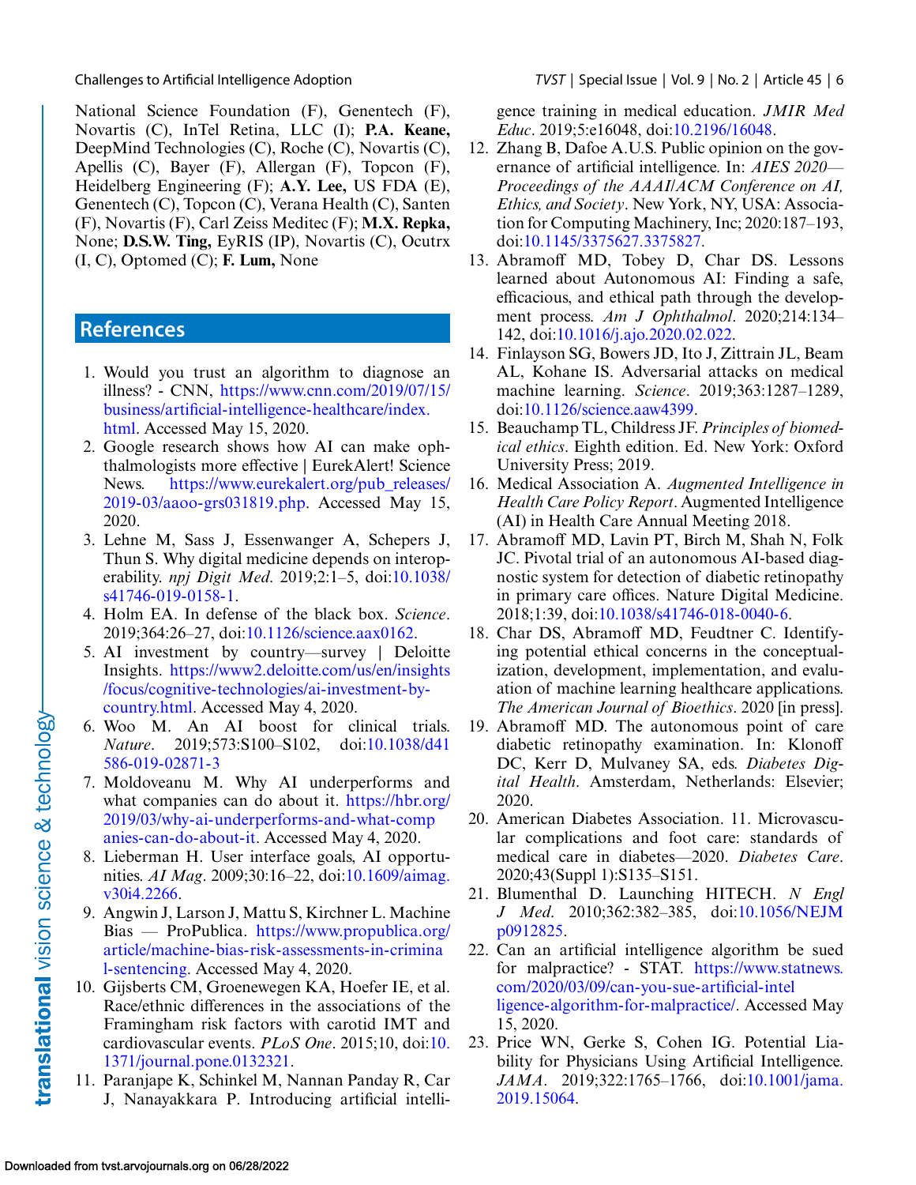National Science Foundation (F), Genentech (F), Novartis (C), InTel Retina, LLC (I); **P.A. Keane,** DeepMind Technologies (C), Roche (C), Novartis (C), Apellis (C), Bayer (F), Allergan (F), Topcon (F), Heidelberg Engineering (F); **A.Y. Lee,** US FDA (E), Genentech (C), Topcon (C), Verana Health (C), Santen (F), Novartis (F), Carl Zeiss Meditec (F); **M.X. Repka,** None; **D.S.W. Ting,** EyRIS (IP), Novartis (C), Ocutrx (I, C), Optomed (C); **F. Lum,** None

## References

1. Would you trust an algorithm to diagnose an illness? - CNN, https://www.cnn.com/2019/07/15/business/artificial-intelligence-healthcare/index.html. Accessed May 15, 2020.
2. Google research shows how AI can make ophthalmologists more effective | EurekAlert! Science News. https://www.eurekalert.org/pub_releases/2019-03/aaoo-grs031819.php. Accessed May 15, 2020.
3. Lehne M, Sass J, Essenwanger A, Schepers J, Thun S. Why digital medicine depends on interoperability. *npj Digit Med*. 2019;2:1–5, doi:10.1038/s41746-019-0158-1.
4. Holm EA. In defense of the black box. *Science*. 2019;364:26–27, doi:10.1126/science.aax0162.
5. AI investment by country—survey | Deloitte Insights. https://www2.deloitte.com/us/en/insights/focus/cognitive-technologies/ai-investment-by-country.html. Accessed May 4, 2020.
6. Woo M. An AI boost for clinical trials. *Nature*. 2019;573:S100–S102, doi:10.1038/d41586-019-02871-3
7. Moldoveanu M. Why AI underperforms and what companies can do about it. https://hbr.org/2019/03/why-ai-underperforms-and-what-companies-can-do-about-it. Accessed May 4, 2020.
8. Lieberman H. User interface goals, AI opportunities. *AI Mag*. 2009;30:16–22, doi:10.1609/aimag.v30i4.2266.
9. Angwin J, Larson J, Mattu S, Kirchner L. Machine Bias — ProPublica. https://www.propublica.org/article/machine-bias-risk-assessments-in-criminal-sentencing. Accessed May 4, 2020.
10. Gijsberts CM, Groenewegen KA, Hoefer IE, et al. Race/ethnic differences in the associations of the Framingham risk factors with carotid IMT and cardiovascular events. *PLoS One*. 2015;10, doi:10.1371/journal.pone.0132321.
11. Paranjape K, Schinkel M, Nannan Panday R, Car J, Nanayakkara P. Introducing artificial intelligence training in medical education. *JMIR Med Educ*. 2019;5:e16048, doi:10.2196/16048.
12. Zhang B, Dafoe A.U.S. Public opinion on the governance of artificial intelligence. In: *AIES 2020—Proceedings of the AAAI/ACM Conference on AI, Ethics, and Society*. New York, NY, USA: Association for Computing Machinery, Inc; 2020:187–193, doi:10.1145/3375627.3375827.
13. Abramoff MD, Tobey D, Char DS. Lessons learned about Autonomous AI: Finding a safe, efficacious, and ethical path through the development process. *Am J Ophthalmol*. 2020;214:134–142, doi:10.1016/j.ajo.2020.02.022.
14. Finlayson SG, Bowers JD, Ito J, Zittrain JL, Beam AL, Kohane IS. Adversarial attacks on medical machine learning. *Science*. 2019;363:1287–1289, doi:10.1126/science.aaw4399.
15. Beauchamp TL, Childress JF. *Principles of biomedical ethics*. Eighth edition. Ed. New York: Oxford University Press; 2019.
16. Medical Association A. *Augmented Intelligence in Health Care Policy Report*. Augmented Intelligence (AI) in Health Care Annual Meeting 2018.
17. Abramoff MD, Lavin PT, Birch M, Shah N, Folk JC. Pivotal trial of an autonomous AI-based diagnostic system for detection of diabetic retinopathy in primary care offices. Nature Digital Medicine. 2018;1:39, doi:10.1038/s41746-018-0040-6.
18. Char DS, Abramoff MD, Feudtner C. Identifying potential ethical concerns in the conceptualization, development, implementation, and evaluation of machine learning healthcare applications. *The American Journal of Bioethics*. 2020 [in press].
19. Abramoff MD. The autonomous point of care diabetic retinopathy examination. In: Klonoff DC, Kerr D, Mulvaney SA, eds. *Diabetes Digital Health*. Amsterdam, Netherlands: Elsevier; 2020.
20. American Diabetes Association. 11. Microvascular complications and foot care: standards of medical care in diabetes—2020. *Diabetes Care*. 2020;43(Suppl 1):S135–S151.
21. Blumenthal D. Launching HITECH. *N Engl J Med*. 2010;362:382–385, doi:10.1056/NEJMp0912825.
22. Can an artificial intelligence algorithm be sued for malpractice? - STAT. https://www.statnews.com/2020/03/09/can-you-sue-artificial-intelligence-algorithm-for-malpractice/. Accessed May 15, 2020.
23. Price WN, Gerke S, Cohen IG. Potential Liability for Physicians Using Artificial Intelligence. *JAMA*. 2019;322:1765–1766, doi:10.1001/jama.2019.15064.